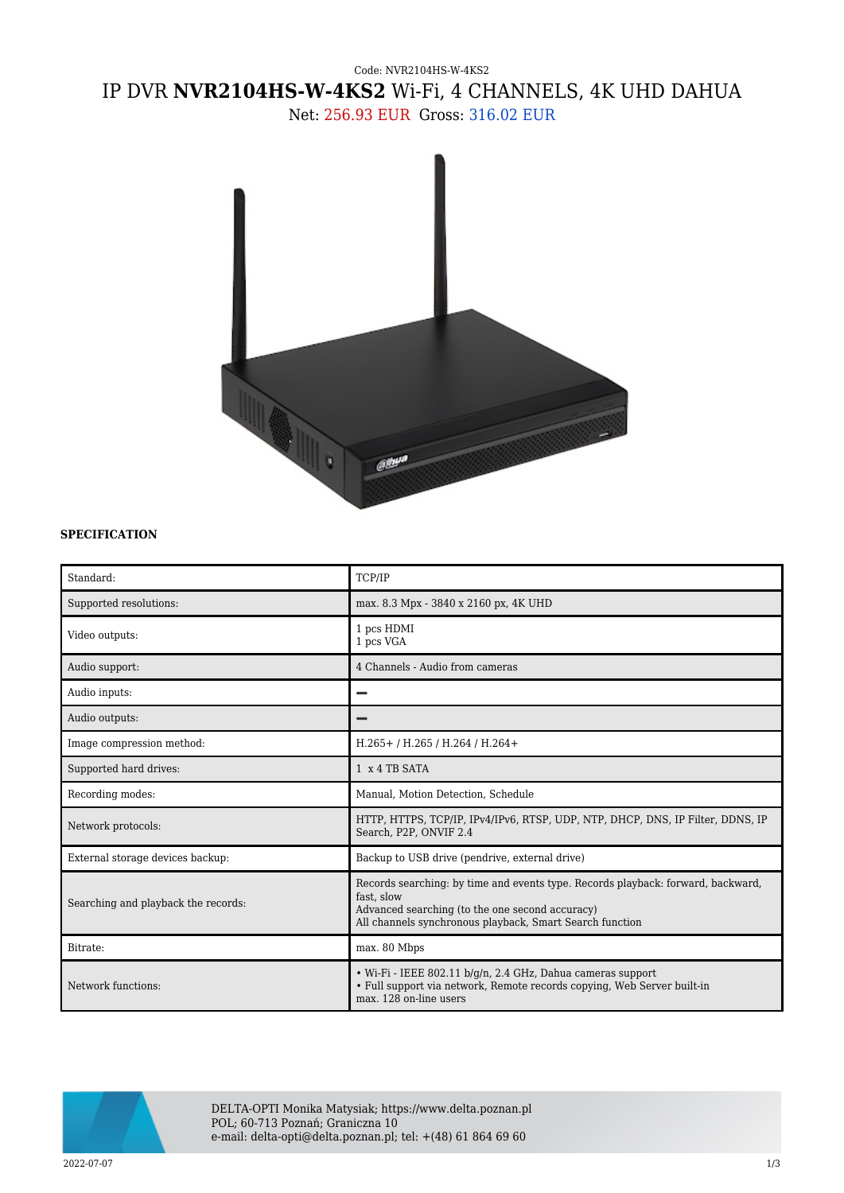Code: NVR2104HS-W-4KS2

# IP DVR **NVR2104HS-W-4KS2** Wi-Fi, 4 CHANNELS, 4K UHD DAHUA

Net: 256.93 EUR Gross: 316.02 EUR

**SPECIFICATION**

| | |
|---|---|
| Standard: | TCP/IP |
| Supported resolutions: | max. 8.3 Mpx - 3840 x 2160 px, 4K UHD |
| Video outputs: | 1 pcs HDMI<br>1 pcs VGA |
| Audio support: | 4 Channels - Audio from cameras |
| Audio inputs: | – |
| Audio outputs: | – |
| Image compression method: | H.265+ / H.265 / H.264 / H.264+ |
| Supported hard drives: | 1 x 4 TB SATA |
| Recording modes: | Manual, Motion Detection, Schedule |
| Network protocols: | HTTP, HTTPS, TCP/IP, IPv4/IPv6, RTSP, UDP, NTP, DHCP, DNS, IP Filter, DDNS, IP Search, P2P, ONVIF 2.4 |
| External storage devices backup: | Backup to USB drive (pendrive, external drive) |
| Searching and playback the records: | Records searching: by time and events type. Records playback: forward, backward, fast, slow<br>Advanced searching (to the one second accuracy)<br>All channels synchronous playback, Smart Search function |
| Bitrate: | max. 80 Mbps |
| Network functions: | • Wi-Fi - IEEE 802.11 b/g/n, 2.4 GHz, Dahua cameras support<br>• Full support via network, Remote records copying, Web Server built-in<br>max. 128 on-line users |

DELTA-OPTI Monika Matysiak; https://www.delta.poznan.pl
POL; 60-713 Poznań; Graniczna 10
e-mail: delta-opti@delta.poznan.pl; tel: +(48) 61 864 69 60

2022-07-07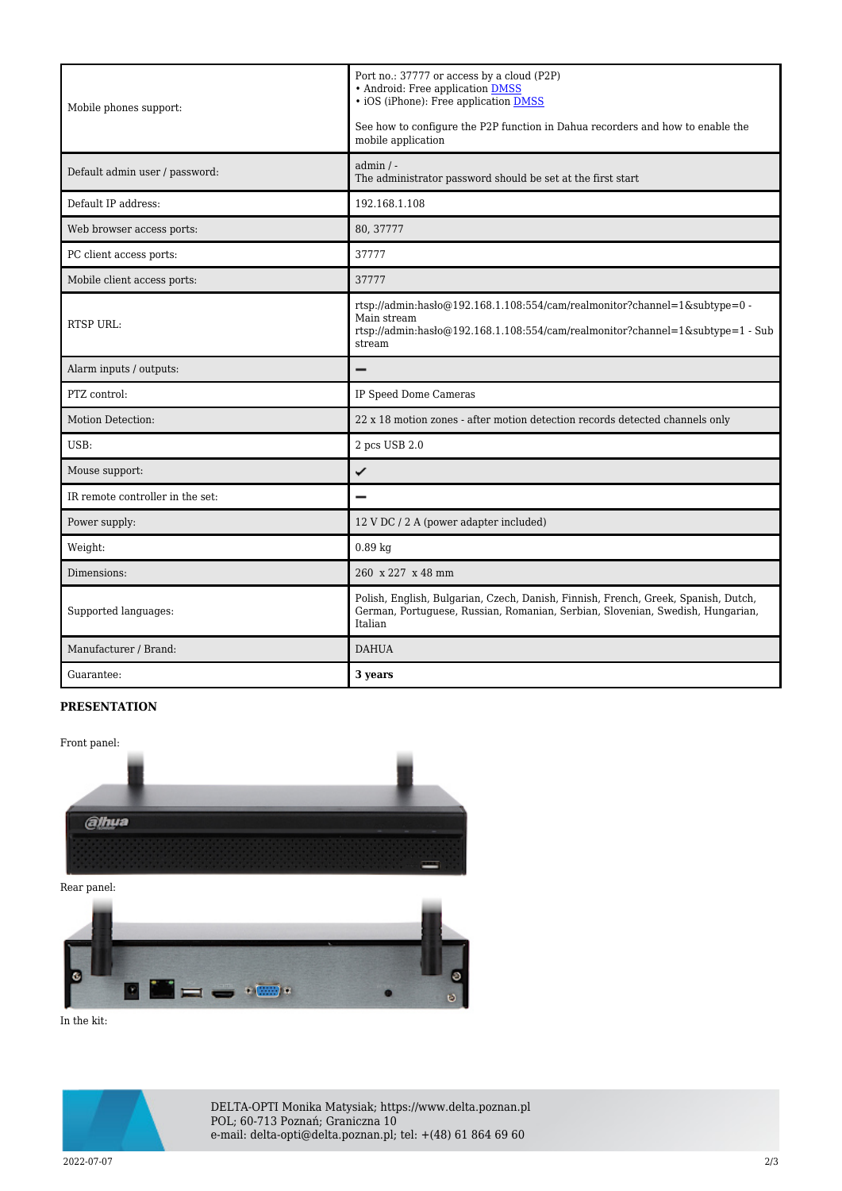| | |
|---|---|
| Mobile phones support: | Port no.: 37777 or access by a cloud (P2P)<br>• Android: Free application DMSS<br>• iOS (iPhone): Free application DMSS<br><br>See how to configure the P2P function in Dahua recorders and how to enable the mobile application |
| Default admin user / password: | admin / -<br>The administrator password should be set at the first start |
| Default IP address: | 192.168.1.108 |
| Web browser access ports: | 80, 37777 |
| PC client access ports: | 37777 |
| Mobile client access ports: | 37777 |
| RTSP URL: | rtsp://admin:hasło@192.168.1.108:554/cam/realmonitor?channel=1&subtype=0 - Main stream<br>rtsp://admin:hasło@192.168.1.108:554/cam/realmonitor?channel=1&subtype=1 - Sub stream |
| Alarm inputs / outputs: | – |
| PTZ control: | IP Speed Dome Cameras |
| Motion Detection: | 22 x 18 motion zones - after motion detection records detected channels only |
| USB: | 2 pcs USB 2.0 |
| Mouse support: | ✔ |
| IR remote controller in the set: | – |
| Power supply: | 12 V DC / 2 A (power adapter included) |
| Weight: | 0.89 kg |
| Dimensions: | 260 x 227 x 48 mm |
| Supported languages: | Polish, English, Bulgarian, Czech, Danish, Finnish, French, Greek, Spanish, Dutch, German, Portuguese, Russian, Romanian, Serbian, Slovenian, Swedish, Hungarian, Italian |
| Manufacturer / Brand: | DAHUA |
| Guarantee: | **3 years** |

**PRESENTATION**

Front panel:

Rear panel:

In the kit:

DELTA-OPTI Monika Matysiak; https://www.delta.poznan.pl
POL; 60-713 Poznań; Graniczna 10
e-mail: delta-opti@delta.poznan.pl; tel: +(48) 61 864 69 60

2022-07-07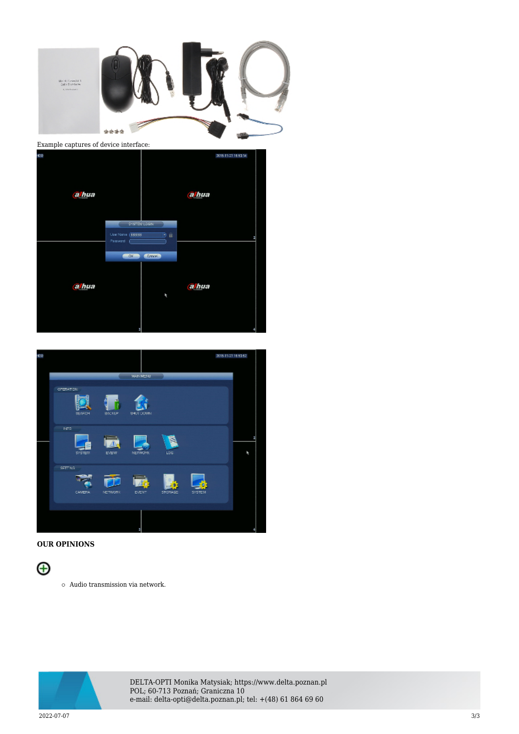Example captures of device interface:

**OUR OPINIONS**

⊕

- Audio transmission via network.

DELTA-OPTI Monika Matysiak; https://www.delta.poznan.pl
POL; 60-713 Poznań; Graniczna 10
e-mail: delta-opti@delta.poznan.pl; tel: +(48) 61 864 69 60

2022-07-07